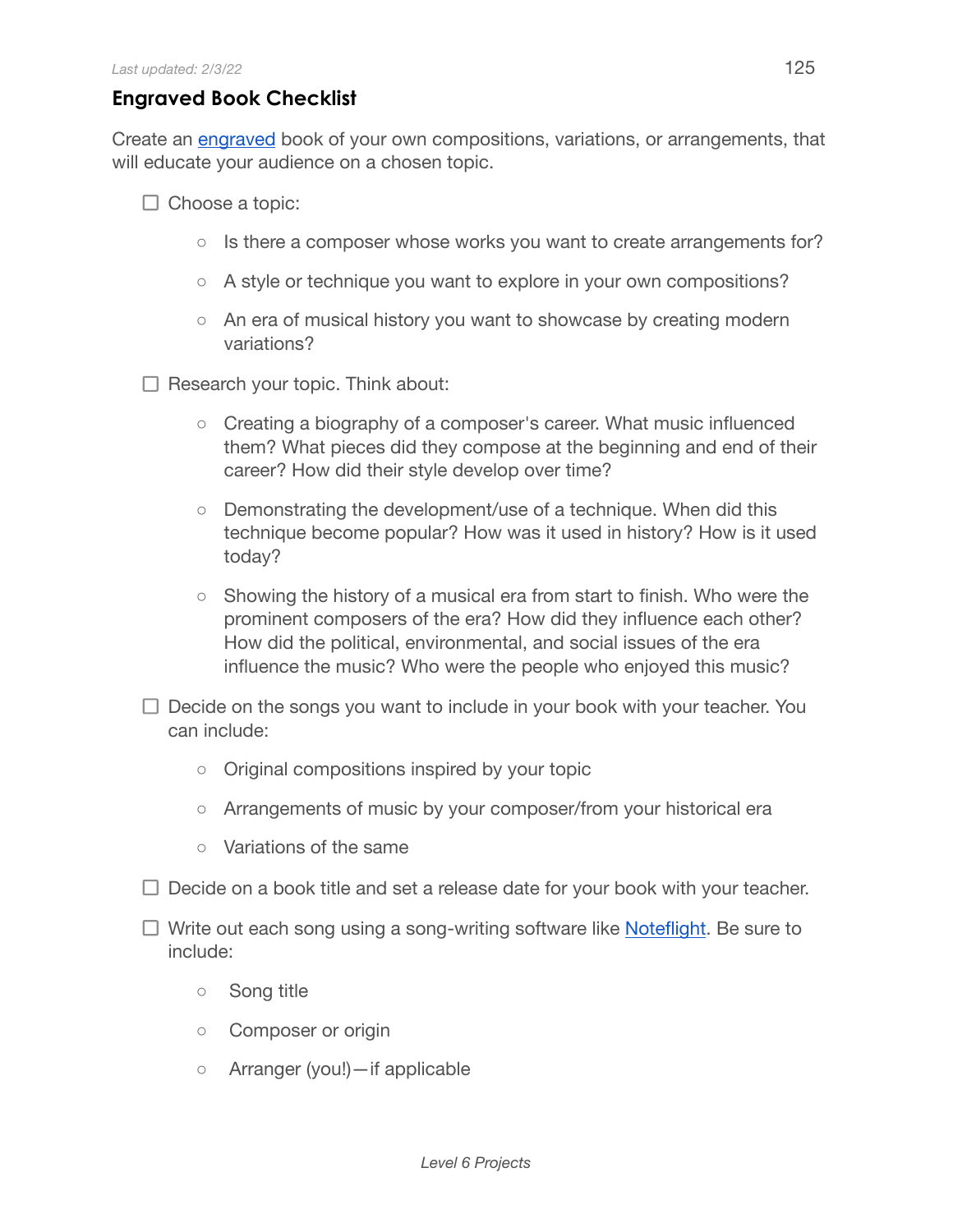*Last updated: 2/3/22*

## Engraved Book Checklist

Create an [engraved](engraved) book of your own compositions, variations, or arrangements, that will educate your audience on a chosen topic.

- [ ] Choose a topic:
    - Is there a composer whose works you want to create arrangements for?
    - A style or technique you want to explore in your own compositions?
    - An era of musical history you want to showcase by creating modern variations?
- [ ] Research your topic. Think about:
    - Creating a biography of a composer's career. What music influenced them? What pieces did they compose at the beginning and end of their career? How did their style develop over time?
    - Demonstrating the development/use of a technique. When did this technique become popular? How was it used in history? How is it used today?
    - Showing the history of a musical era from start to finish. Who were the prominent composers of the era? How did they influence each other? How did the political, environmental, and social issues of the era influence the music? Who were the people who enjoyed this music?
- [ ] Decide on the songs you want to include in your book with your teacher. You can include:
    - Original compositions inspired by your topic
    - Arrangements of music by your composer/from your historical era
    - Variations of the same
- [ ] Decide on a book title and set a release date for your book with your teacher.
- [ ] Write out each song using a song-writing software like [Noteflight](Noteflight). Be sure to include:
    - Song title
    - Composer or origin
    - Arranger (you!)—if applicable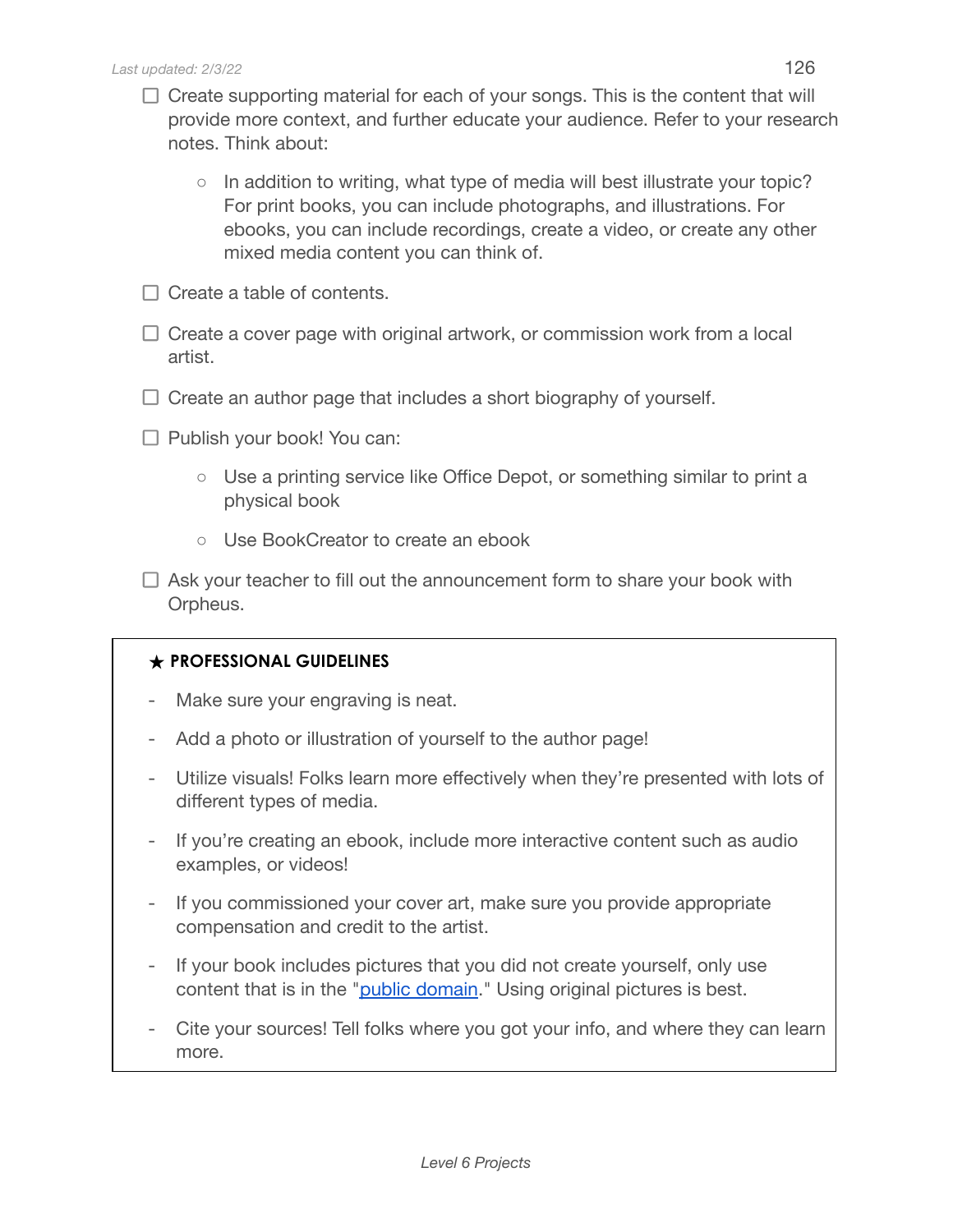- [ ] Create supporting material for each of your songs. This is the content that will provide more context, and further educate your audience. Refer to your research notes. Think about:
    - In addition to writing, what type of media will best illustrate your topic? For print books, you can include photographs, and illustrations. For ebooks, you can include recordings, create a video, or create any other mixed media content you can think of.
- [ ] Create a table of contents.
- [ ] Create a cover page with original artwork, or commission work from a local artist.
- [ ] Create an author page that includes a short biography of yourself.
- [ ] Publish your book! You can:
    - Use a printing service like Office Depot, or something similar to print a physical book
    - Use BookCreator to create an ebook
- [ ] Ask your teacher to fill out the announcement form to share your book with Orpheus.

★ **PROFESSIONAL GUIDELINES**

- Make sure your engraving is neat.
- Add a photo or illustration of yourself to the author page!
- Utilize visuals! Folks learn more effectively when they're presented with lots of different types of media.
- If you're creating an ebook, include more interactive content such as audio examples, or videos!
- If you commissioned your cover art, make sure you provide appropriate compensation and credit to the artist.
- If your book includes pictures that you did not create yourself, only use content that is in the "public domain." Using original pictures is best.
- Cite your sources! Tell folks where you got your info, and where they can learn more.